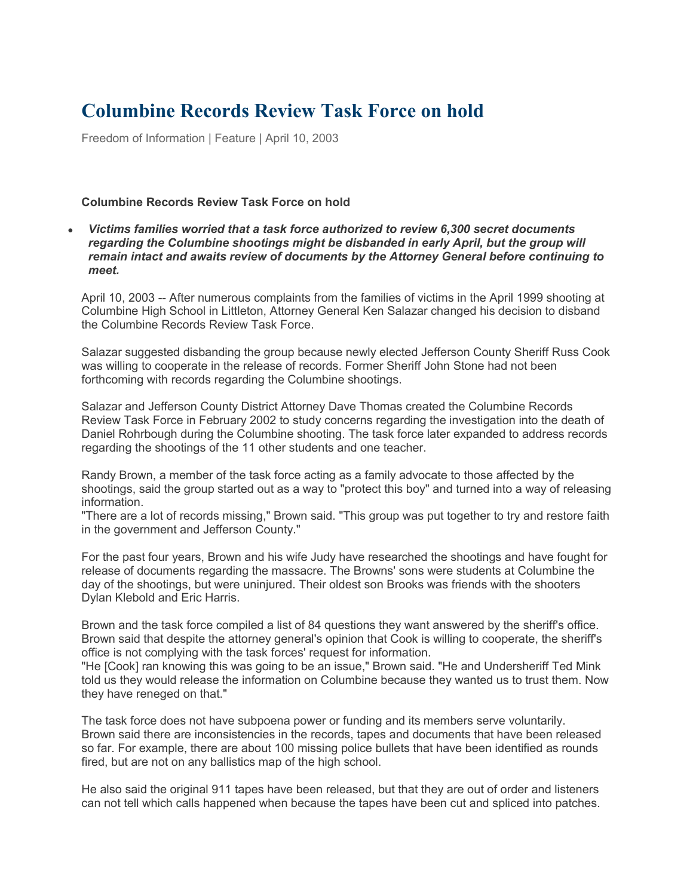# Columbine Records Review Task Force on hold

Freedom of Information | Feature | April 10, 2003

**Columbine Records Review Task Force on hold**

- ***Victims families worried that a task force authorized to review 6,300 secret documents regarding the Columbine shootings might be disbanded in early April, but the group will remain intact and awaits review of documents by the Attorney General before continuing to meet.***

April 10, 2003 -- After numerous complaints from the families of victims in the April 1999 shooting at Columbine High School in Littleton, Attorney General Ken Salazar changed his decision to disband the Columbine Records Review Task Force.

Salazar suggested disbanding the group because newly elected Jefferson County Sheriff Russ Cook was willing to cooperate in the release of records. Former Sheriff John Stone had not been forthcoming with records regarding the Columbine shootings.

Salazar and Jefferson County District Attorney Dave Thomas created the Columbine Records Review Task Force in February 2002 to study concerns regarding the investigation into the death of Daniel Rohrbough during the Columbine shooting. The task force later expanded to address records regarding the shootings of the 11 other students and one teacher.

Randy Brown, a member of the task force acting as a family advocate to those affected by the shootings, said the group started out as a way to "protect this boy" and turned into a way of releasing information.
"There are a lot of records missing," Brown said. "This group was put together to try and restore faith in the government and Jefferson County."

For the past four years, Brown and his wife Judy have researched the shootings and have fought for release of documents regarding the massacre. The Browns' sons were students at Columbine the day of the shootings, but were uninjured. Their oldest son Brooks was friends with the shooters Dylan Klebold and Eric Harris.

Brown and the task force compiled a list of 84 questions they want answered by the sheriff's office. Brown said that despite the attorney general's opinion that Cook is willing to cooperate, the sheriff's office is not complying with the task forces' request for information.
"He [Cook] ran knowing this was going to be an issue," Brown said. "He and Undersheriff Ted Mink told us they would release the information on Columbine because they wanted us to trust them. Now they have reneged on that."

The task force does not have subpoena power or funding and its members serve voluntarily.
Brown said there are inconsistencies in the records, tapes and documents that have been released so far. For example, there are about 100 missing police bullets that have been identified as rounds fired, but are not on any ballistics map of the high school.

He also said the original 911 tapes have been released, but that they are out of order and listeners can not tell which calls happened when because the tapes have been cut and spliced into patches.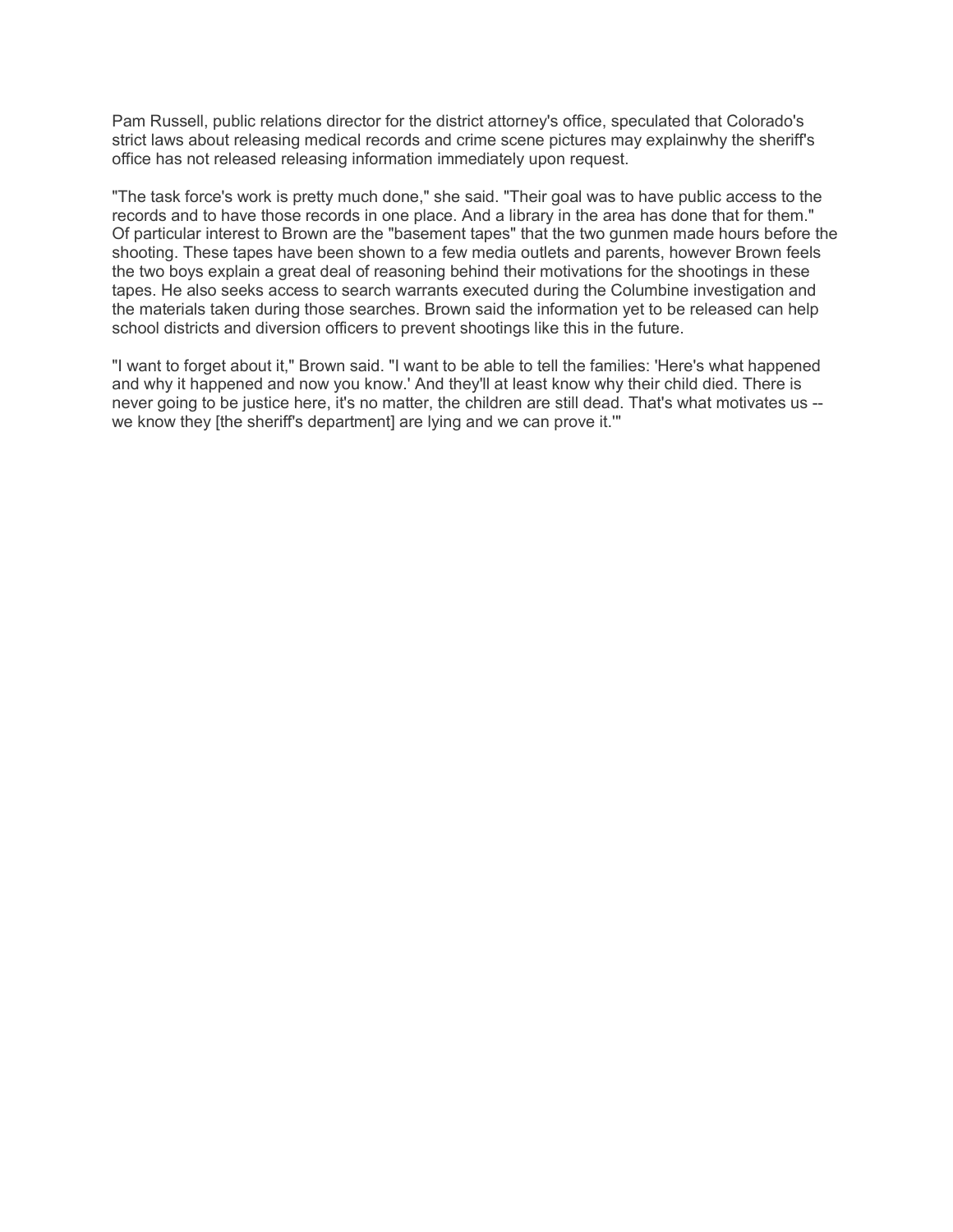Pam Russell, public relations director for the district attorney's office, speculated that Colorado's strict laws about releasing medical records and crime scene pictures may explainwhy the sheriff's office has not released releasing information immediately upon request.

"The task force's work is pretty much done," she said. "Their goal was to have public access to the records and to have those records in one place. And a library in the area has done that for them." Of particular interest to Brown are the "basement tapes" that the two gunmen made hours before the shooting. These tapes have been shown to a few media outlets and parents, however Brown feels the two boys explain a great deal of reasoning behind their motivations for the shootings in these tapes. He also seeks access to search warrants executed during the Columbine investigation and the materials taken during those searches. Brown said the information yet to be released can help school districts and diversion officers to prevent shootings like this in the future.

"I want to forget about it," Brown said. "I want to be able to tell the families: 'Here's what happened and why it happened and now you know.' And they'll at least know why their child died. There is never going to be justice here, it's no matter, the children are still dead. That's what motivates us -- we know they [the sheriff's department] are lying and we can prove it.'"